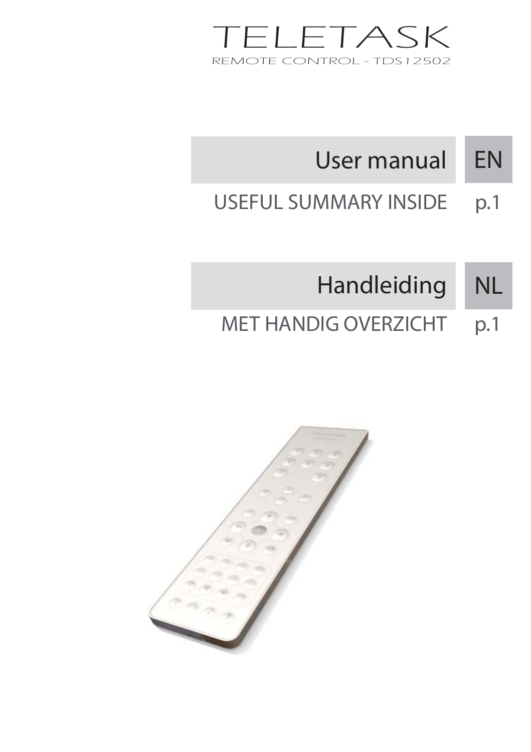# TELETASK

REMOTE CONTROL - TDS12502

## User manual — EN

USEFUL SUMMARY INSIDE — p.1

## Handleiding — NL

MET HANDIG OVERZICHT — p.1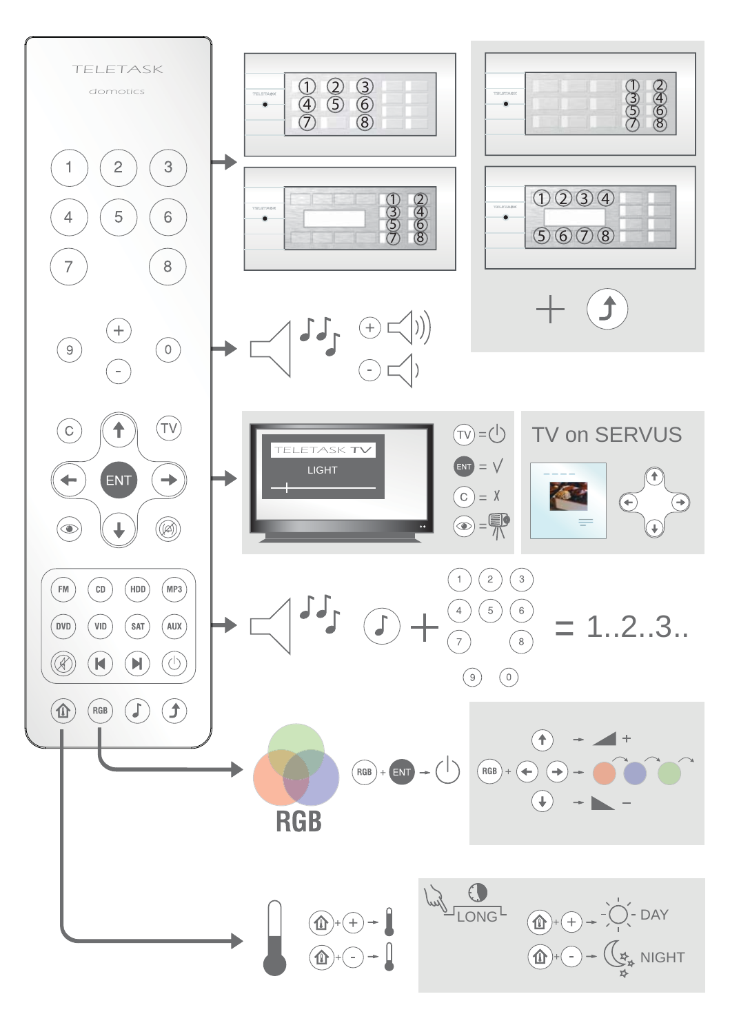TELETASK

domotics

1 2 3
4 5 6
7 8

9 + 0
-

C TV
ENT

FM CD HDD MP3
DVD VID SAT AUX

RGB

TELETASK TV
LIGHT

TV on SERVUS

= 1..2..3..

RGB

LONG

DAY

NIGHT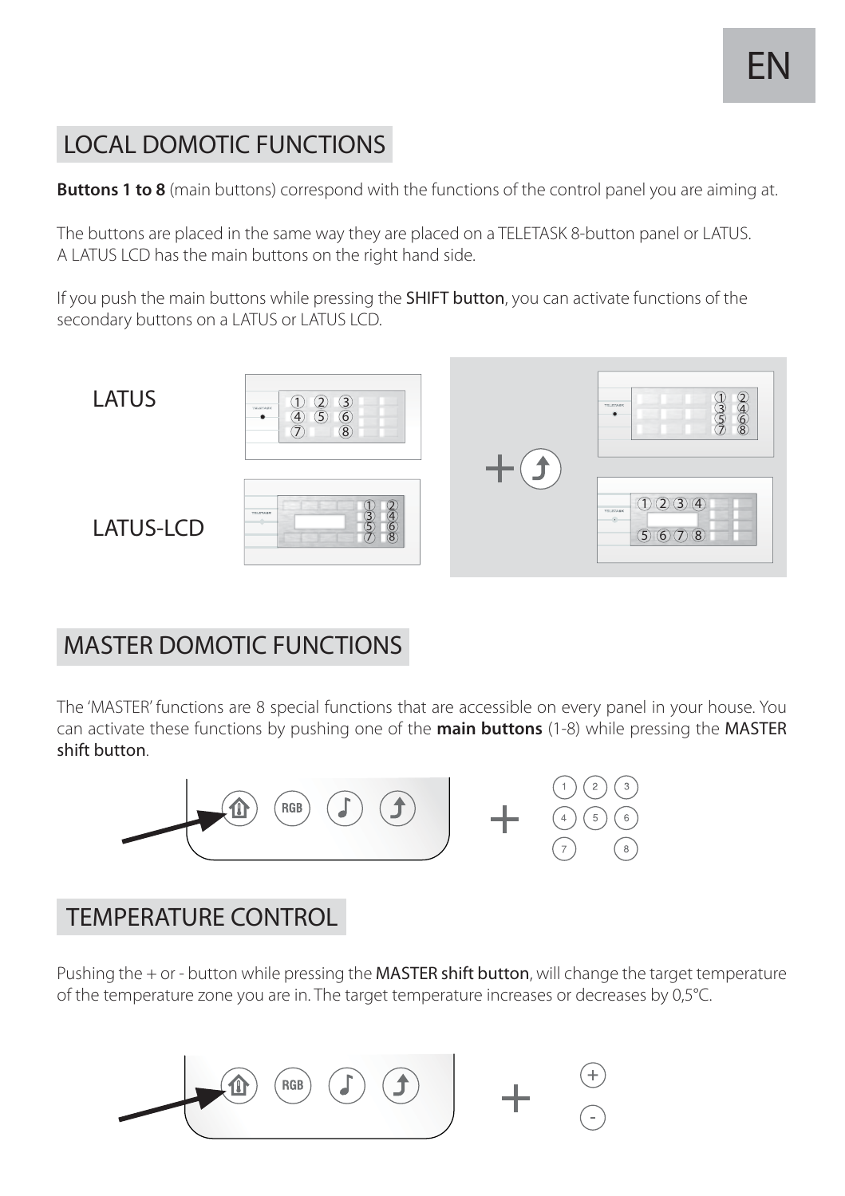## LOCAL DOMOTIC FUNCTIONS

**Buttons 1 to 8** (main buttons) correspond with the functions of the control panel you are aiming at.

The buttons are placed in the same way they are placed on a TELETASK 8-button panel or LATUS.
A LATUS LCD has the main buttons on the right hand side.

If you push the main buttons while pressing the SHIFT button, you can activate functions of the secondary buttons on a LATUS or LATUS LCD.

LATUS

LATUS-LCD

## MASTER DOMOTIC FUNCTIONS

The 'MASTER' functions are 8 special functions that are accessible on every panel in your house. You can activate these functions by pushing one of the **main buttons** (1-8) while pressing the MASTER shift button.

## TEMPERATURE CONTROL

Pushing the + or - button while pressing the MASTER shift button, will change the target temperature of the temperature zone you are in. The target temperature increases or decreases by 0,5°C.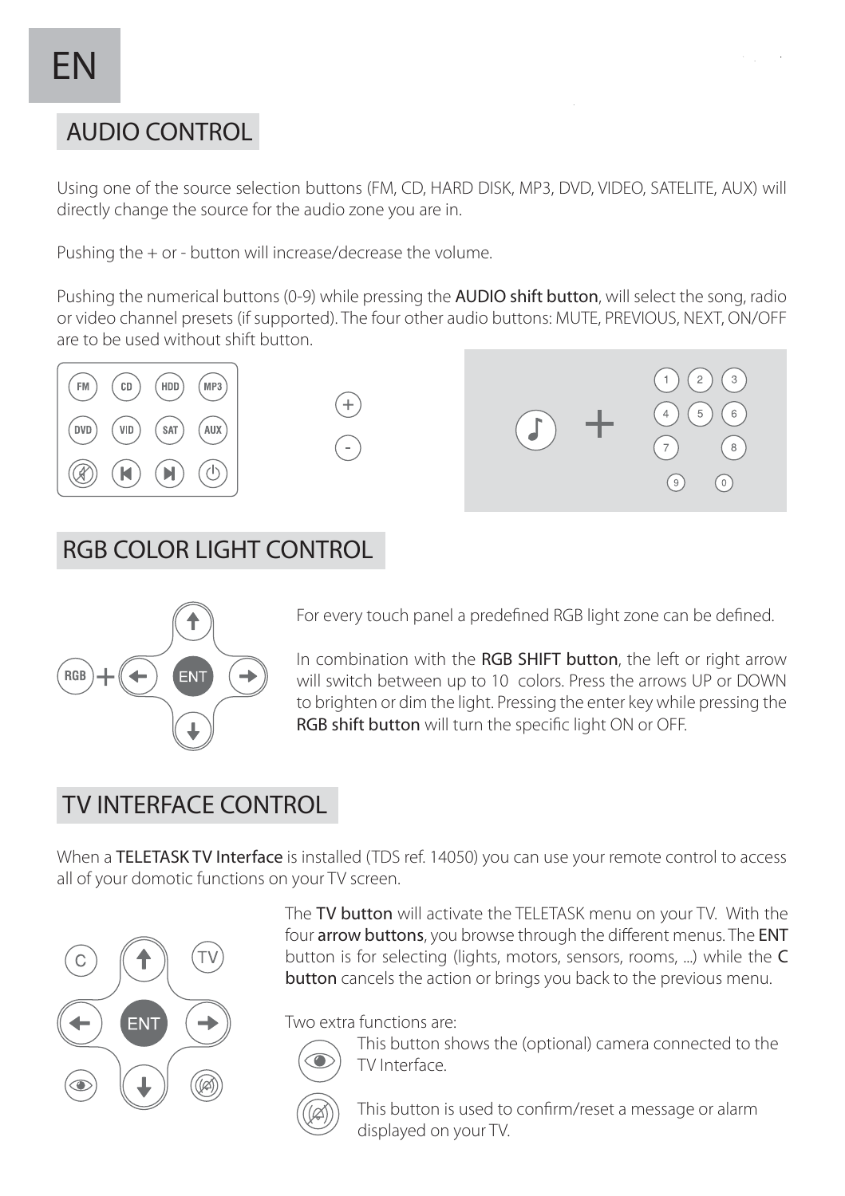# EN

## AUDIO CONTROL

Using one of the source selection buttons (FM, CD, HARD DISK, MP3, DVD, VIDEO, SATELITE, AUX) will directly change the source for the audio zone you are in.

Pushing the + or - button will increase/decrease the volume.

Pushing the numerical buttons (0-9) while pressing the **AUDIO shift button**, will select the song, radio or video channel presets (if supported). The four other audio buttons: MUTE, PREVIOUS, NEXT, ON/OFF are to be used without shift button.

## RGB COLOR LIGHT CONTROL

For every touch panel a predefined RGB light zone can be defined.

In combination with the **RGB SHIFT button**, the left or right arrow will switch between up to 10 colors. Press the arrows UP or DOWN to brighten or dim the light. Pressing the enter key while pressing the **RGB shift button** will turn the specific light ON or OFF.

## TV INTERFACE CONTROL

When a **TELETASK TV Interface** is installed (TDS ref. 14050) you can use your remote control to access all of your domotic functions on your TV screen.

The **TV button** will activate the TELETASK menu on your TV. With the four **arrow buttons**, you browse through the different menus. The **ENT** button is for selecting (lights, motors, sensors, rooms, ...) while the **C button** cancels the action or brings you back to the previous menu.

Two extra functions are:

This button shows the (optional) camera connected to the TV Interface.

This button is used to confirm/reset a message or alarm displayed on your TV.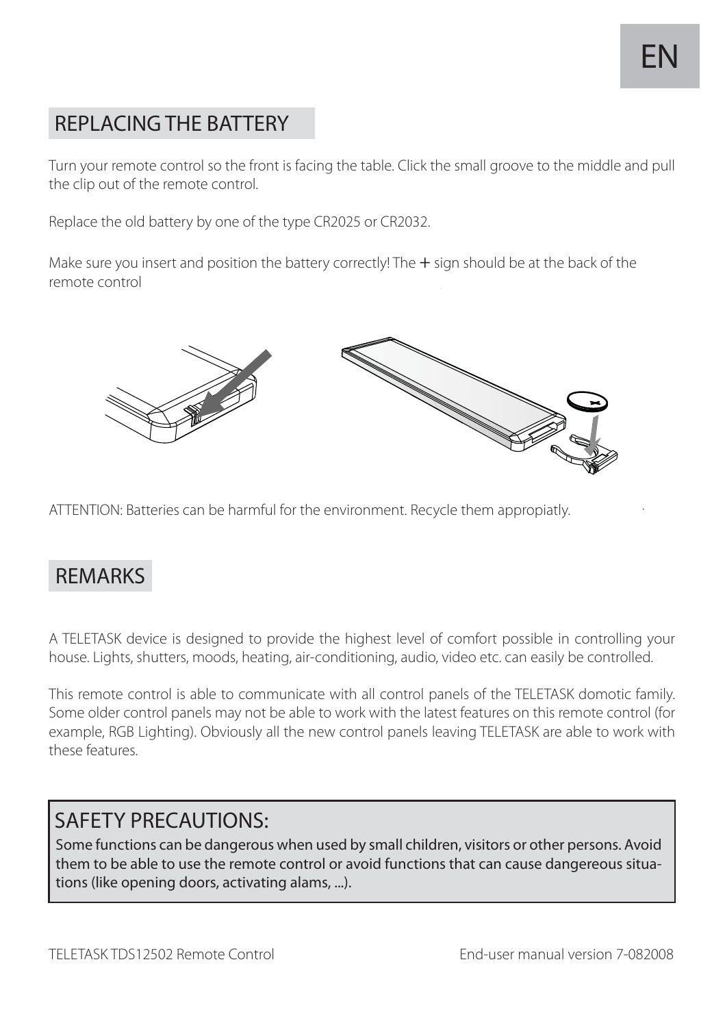## REPLACING THE BATTERY

Turn your remote control so the front is facing the table. Click the small groove to the middle and pull the clip out of the remote control.

Replace the old battery by one of the type CR2025 or CR2032.

Make sure you insert and position the battery correctly! The + sign should be at the back of the remote control

ATTENTION: Batteries can be harmful for the environment. Recycle them appropiatly.

## REMARKS

A TELETASK device is designed to provide the highest level of comfort possible in controlling your house. Lights, shutters, moods, heating, air-conditioning, audio, video etc. can easily be controlled.

This remote control is able to communicate with all control panels of the TELETASK domotic family. Some older control panels may not be able to work with the latest features on this remote control (for example, RGB Lighting). Obviously all the new control panels leaving TELETASK are able to work with these features.

## SAFETY PRECAUTIONS:

Some functions can be dangerous when used by small children, visitors or other persons. Avoid them to be able to use the remote control or avoid functions that can cause dangereous situations (like opening doors, activating alams, ...).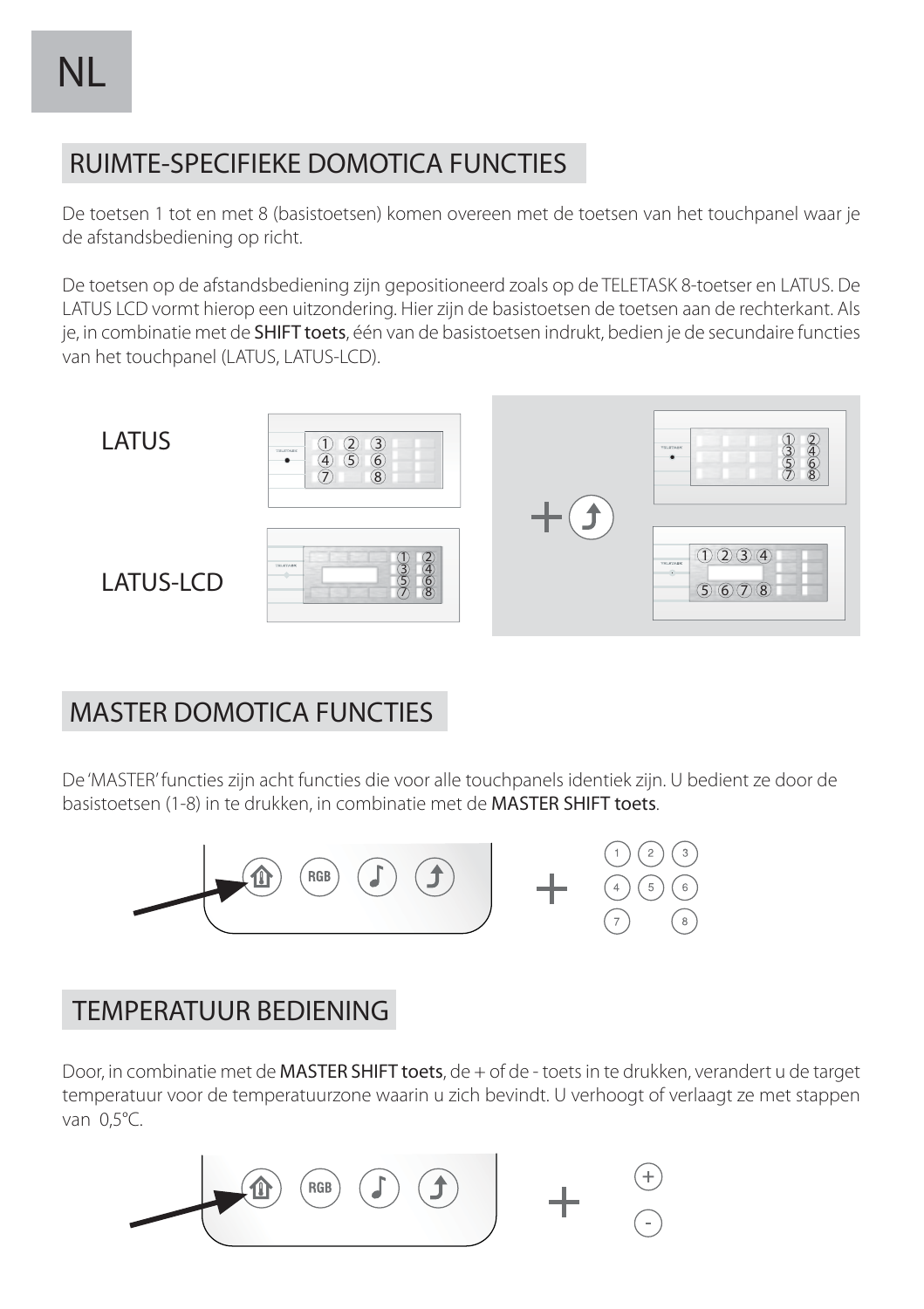# NL

## RUIMTE-SPECIFIEKE DOMOTICA FUNCTIES

De toetsen 1 tot en met 8 (basistoetsen) komen overeen met de toetsen van het touchpanel waar je de afstandsbediening op richt.

De toetsen op de afstandsbediening zijn gepositioneerd zoals op de TELETASK 8-toetser en LATUS. De LATUS LCD vormt hierop een uitzondering. Hier zijn de basistoetsen de toetsen aan de rechterkant. Als je, in combinatie met de **SHIFT toets**, één van de basistoetsen indrukt, bedien je de secundaire functies van het touchpanel (LATUS, LATUS-LCD).

LATUS

LATUS-LCD

## MASTER DOMOTICA FUNCTIES

De 'MASTER' functies zijn acht functies die voor alle touchpanels identiek zijn. U bedient ze door de basistoetsen (1-8) in te drukken, in combinatie met de **MASTER SHIFT toets**.

## TEMPERATUUR BEDIENING

Door, in combinatie met de **MASTER SHIFT toets**, de + of de - toets in te drukken, verandert u de target temperatuur voor de temperatuurzone waarin u zich bevindt. U verhoogt of verlaagt ze met stappen van 0,5°C.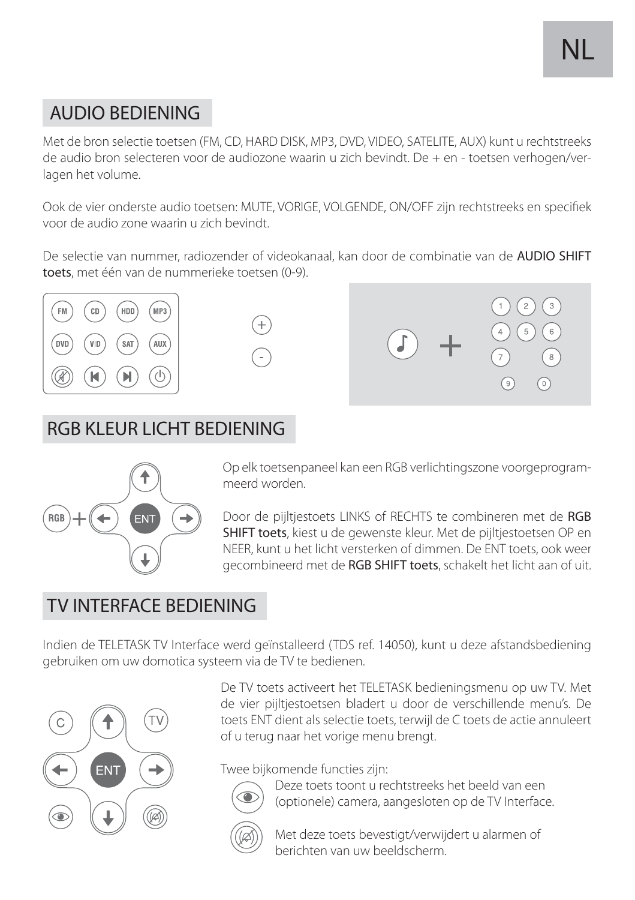## AUDIO BEDIENING

Met de bron selectie toetsen (FM, CD, HARD DISK, MP3, DVD, VIDEO, SATELITE, AUX) kunt u rechtstreeks de audio bron selecteren voor de audiozone waarin u zich bevindt. De + en - toetsen verhogen/verlagen het volume.

Ook de vier onderste audio toetsen: MUTE, VORIGE, VOLGENDE, ON/OFF zijn rechtstreeks en specifiek voor de audio zone waarin u zich bevindt.

De selectie van nummer, radiozender of videokanaal, kan door de combinatie van de **AUDIO SHIFT toets**, met één van de nummerieke toetsen (0-9).

## RGB KLEUR LICHT BEDIENING

Op elk toetsenpaneel kan een RGB verlichtingszone voorgeprogrammeerd worden.

Door de pijltjestoets LINKS of RECHTS te combineren met de **RGB SHIFT toets**, kiest u de gewenste kleur. Met de pijltjestoetsen OP en NEER, kunt u het licht versterken of dimmen. De ENT toets, ook weer gecombineerd met de **RGB SHIFT toets**, schakelt het licht aan of uit.

## TV INTERFACE BEDIENING

Indien de TELETASK TV Interface werd geïnstalleerd (TDS ref. 14050), kunt u deze afstandsbediening gebruiken om uw domotica systeem via de TV te bedienen.

De TV toets activeert het TELETASK bedieningsmenu op uw TV. Met de vier pijltjestoetsen bladert u door de verschillende menu's. De toets ENT dient als selectie toets, terwijl de C toets de actie annuleert of u terug naar het vorige menu brengt.

Twee bijkomende functies zijn:

Deze toets toont u rechtstreeks het beeld van een (optionele) camera, aangesloten op de TV Interface.

Met deze toets bevestigt/verwijdert u alarmen of berichten van uw beeldscherm.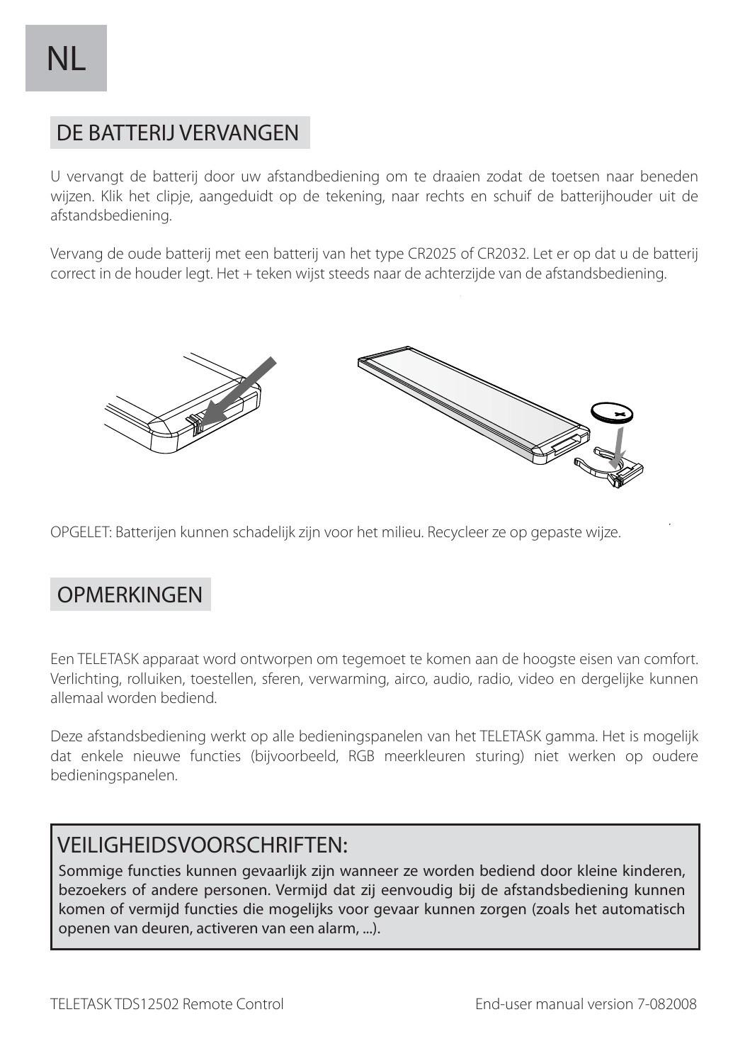NL

## DE BATTERIJ VERVANGEN

U vervangt de batterij door uw afstandbediening om te draaien zodat de toetsen naar beneden wijzen. Klik het clipje, aangeduidt op de tekening, naar rechts en schuif de batterijhouder uit de afstandsbediening.

Vervang de oude batterij met een batterij van het type CR2025 of CR2032. Let er op dat u de batterij correct in de houder legt. Het + teken wijst steeds naar de achterzijde van de afstandsbediening.

OPGELET: Batterijen kunnen schadelijk zijn voor het milieu. Recycleer ze op gepaste wijze.

## OPMERKINGEN

Een TELETASK apparaat word ontworpen om tegemoet te komen aan de hoogste eisen van comfort. Verlichting, rolluiken, toestellen, sferen, verwarming, airco, audio, radio, video en dergelijke kunnen allemaal worden bediend.

Deze afstandsbediening werkt op alle bedieningspanelen van het TELETASK gamma. Het is mogelijk dat enkele nieuwe functies (bijvoorbeeld, RGB meerkleuren sturing) niet werken op oudere bedieningspanelen.

## VEILIGHEIDSVOORSCHRIFTEN:

Sommige functies kunnen gevaarlijk zijn wanneer ze worden bediend door kleine kinderen, bezoekers of andere personen. Vermijd dat zij eenvoudig bij de afstandsbediening kunnen komen of vermijd functies die mogelijks voor gevaar kunnen zorgen (zoals het automatisch openen van deuren, activeren van een alarm, ...).